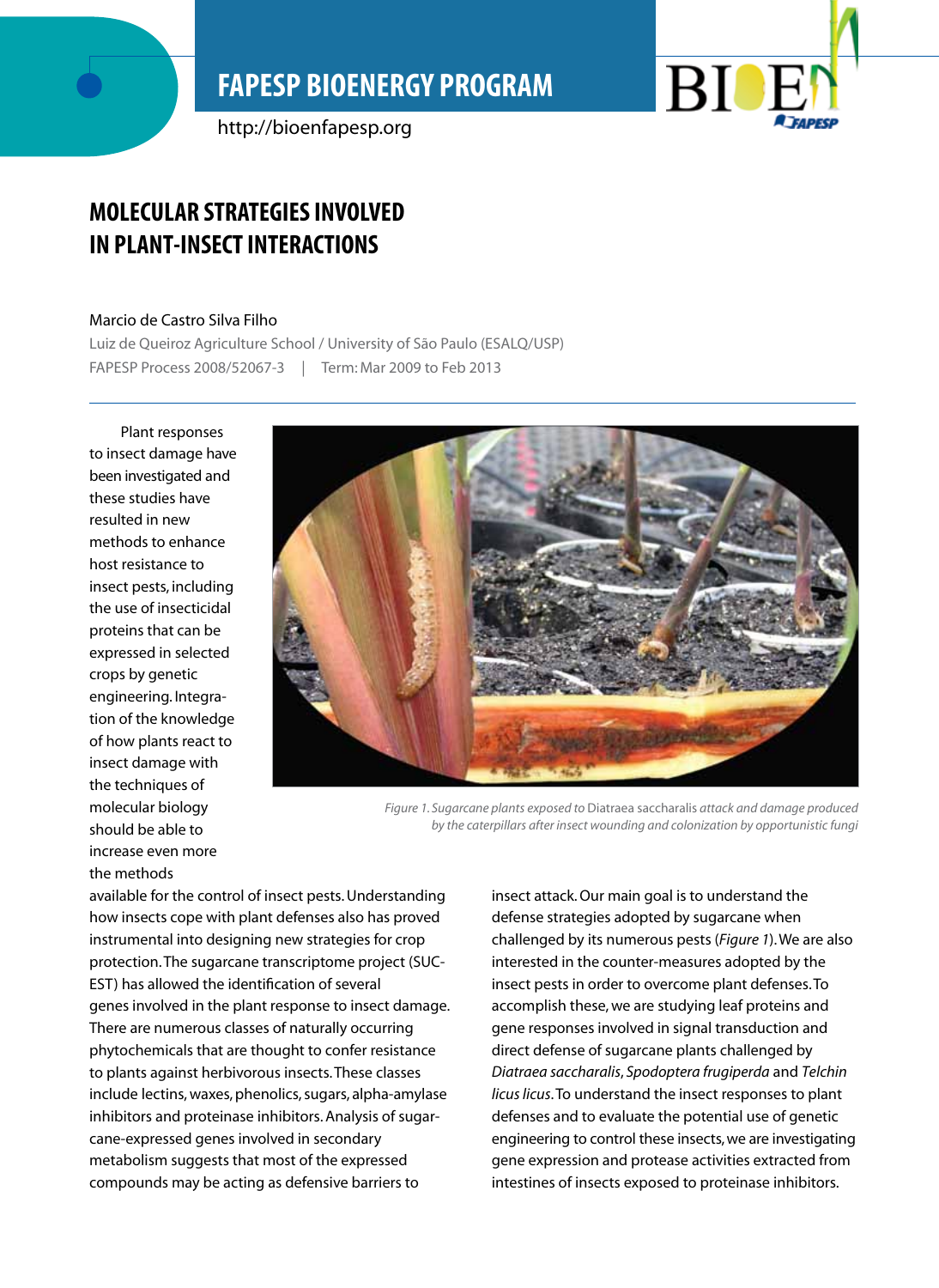# MOLECULAR STRATEGIES INVOLVED IN PLANT-INSECT INTERACTIONS

Marcio de Castro Silva Filho

Luiz de Queiroz Agriculture School / University of São Paulo (ESALQ/USP)

FAPESP Process 2008/52067-3 | Term: Mar 2009 to Feb 2013

Plant responses to insect damage have been investigated and these studies have resulted in new methods to enhance host resistance to insect pests, including the use of insecticidal proteins that can be expressed in selected crops by genetic engineering. Integration of the knowledge of how plants react to insect damage with the techniques of molecular biology should be able to increase even more the methods available for the control of insect pests. Understanding how insects cope with plant defenses also has proved instrumental into designing new strategies for crop protection. The sugarcane transcriptome project (SUC-EST) has allowed the identification of several genes involved in the plant response to insect damage. There are numerous classes of naturally occurring phytochemicals that are thought to confer resistance to plants against herbivorous insects. These classes include lectins, waxes, phenolics, sugars, alpha-amylase inhibitors and proteinase inhibitors. Analysis of sugarcane-expressed genes involved in secondary metabolism suggests that most of the expressed compounds may be acting as defensive barriers to insect attack. Our main goal is to understand the defense strategies adopted by sugarcane when challenged by its numerous pests (*Figure 1*). We are also interested in the counter-measures adopted by the insect pests in order to overcome plant defenses. To accomplish these, we are studying leaf proteins and gene responses involved in signal transduction and direct defense of sugarcane plants challenged by *Diatraea saccharalis*, *Spodoptera frugiperda* and *Telchin licus licus*. To understand the insect responses to plant defenses and to evaluate the potential use of genetic engineering to control these insects, we are investigating gene expression and protease activities extracted from intestines of insects exposed to proteinase inhibitors.

*Figure 1. Sugarcane plants exposed to* Diatraea saccharalis *attack and damage produced by the caterpillars after insect wounding and colonization by opportunistic fungi*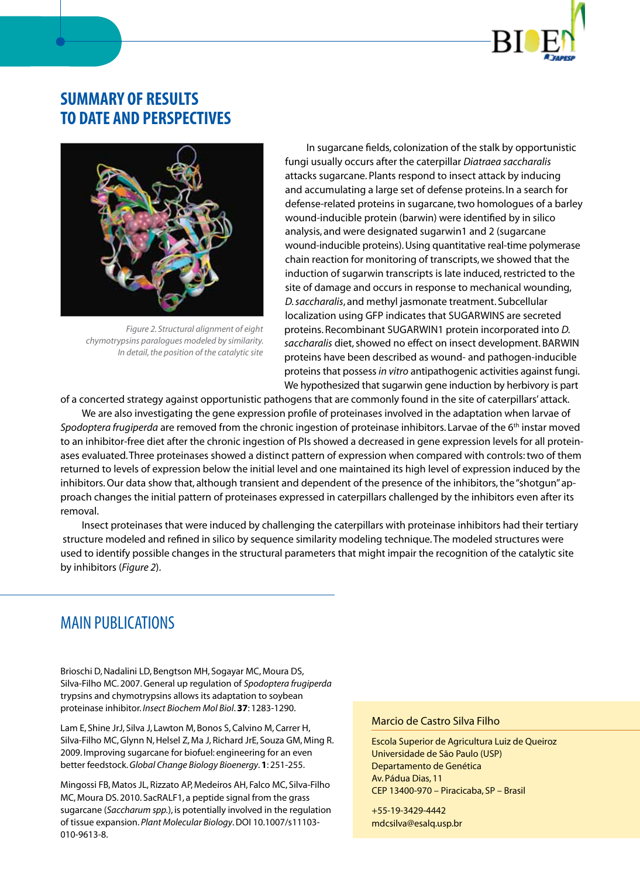## SUMMARY OF RESULTS TO DATE AND PERSPECTIVES

*Figure 2. Structural alignment of eight chymotrypsins paralogues modeled by similarity. In detail, the position of the catalytic site*

In sugarcane fields, colonization of the stalk by opportunistic fungi usually occurs after the caterpillar *Diatraea saccharalis* attacks sugarcane. Plants respond to insect attack by inducing and accumulating a large set of defense proteins. In a search for defense-related proteins in sugarcane, two homologues of a barley wound-inducible protein (barwin) were identified by in silico analysis, and were designated sugarwin1 and 2 (sugarcane wound-inducible proteins). Using quantitative real-time polymerase chain reaction for monitoring of transcripts, we showed that the induction of sugarwin transcripts is late induced, restricted to the site of damage and occurs in response to mechanical wounding, *D. saccharalis*, and methyl jasmonate treatment. Subcellular localization using GFP indicates that SUGARWINS are secreted proteins. Recombinant SUGARWIN1 protein incorporated into *D. saccharalis* diet, showed no effect on insect development. BARWIN proteins have been described as wound- and pathogen-inducible proteins that possess *in vitro* antipathogenic activities against fungi. We hypothesized that sugarwin gene induction by herbivory is part of a concerted strategy against opportunistic pathogens that are commonly found in the site of caterpillars' attack.

We are also investigating the gene expression profile of proteinases involved in the adaptation when larvae of *Spodoptera frugiperda* are removed from the chronic ingestion of proteinase inhibitors. Larvae of the 6$^{th}$ instar moved to an inhibitor-free diet after the chronic ingestion of PIs showed a decreased in gene expression levels for all proteinases evaluated. Three proteinases showed a distinct pattern of expression when compared with controls: two of them returned to levels of expression below the initial level and one maintained its high level of expression induced by the inhibitors. Our data show that, although transient and dependent of the presence of the inhibitors, the "shotgun" approach changes the initial pattern of proteinases expressed in caterpillars challenged by the inhibitors even after its removal.

Insect proteinases that were induced by challenging the caterpillars with proteinase inhibitors had their tertiary structure modeled and refined in silico by sequence similarity modeling technique. The modeled structures were used to identify possible changes in the structural parameters that might impair the recognition of the catalytic site by inhibitors (*Figure 2*).

## MAIN PUBLICATIONS

Brioschi D, Nadalini LD, Bengtson MH, Sogayar MC, Moura DS, Silva-Filho MC. 2007. General up regulation of *Spodoptera frugiperda* trypsins and chymotrypsins allows its adaptation to soybean proteinase inhibitor. *Insect Biochem Mol Biol*. **37**: 1283-1290.

Lam E, Shine JrJ, Silva J, Lawton M, Bonos S, Calvino M, Carrer H, Silva-Filho MC, Glynn N, Helsel Z, Ma J, Richard JrE, Souza GM, Ming R. 2009. Improving sugarcane for biofuel: engineering for an even better feedstock. *Global Change Biology Bioenergy*. **1**: 251-255.

Mingossi FB, Matos JL, Rizzato AP, Medeiros AH, Falco MC, Silva-Filho MC, Moura DS. 2010. SacRALF1, a peptide signal from the grass sugarcane (*Saccharum spp.*), is potentially involved in the regulation of tissue expansion. *Plant Molecular Biology*. DOI 10.1007/s11103-010-9613-8.

**Marcio de Castro Silva Filho**

Escola Superior de Agricultura Luiz de Queiroz
Universidade de São Paulo (USP)
Departamento de Genética
Av. Pádua Dias, 11
CEP 13400-970 – Piracicaba, SP – Brasil

+55-19-3429-4442
mdcsilva@esalq.usp.br